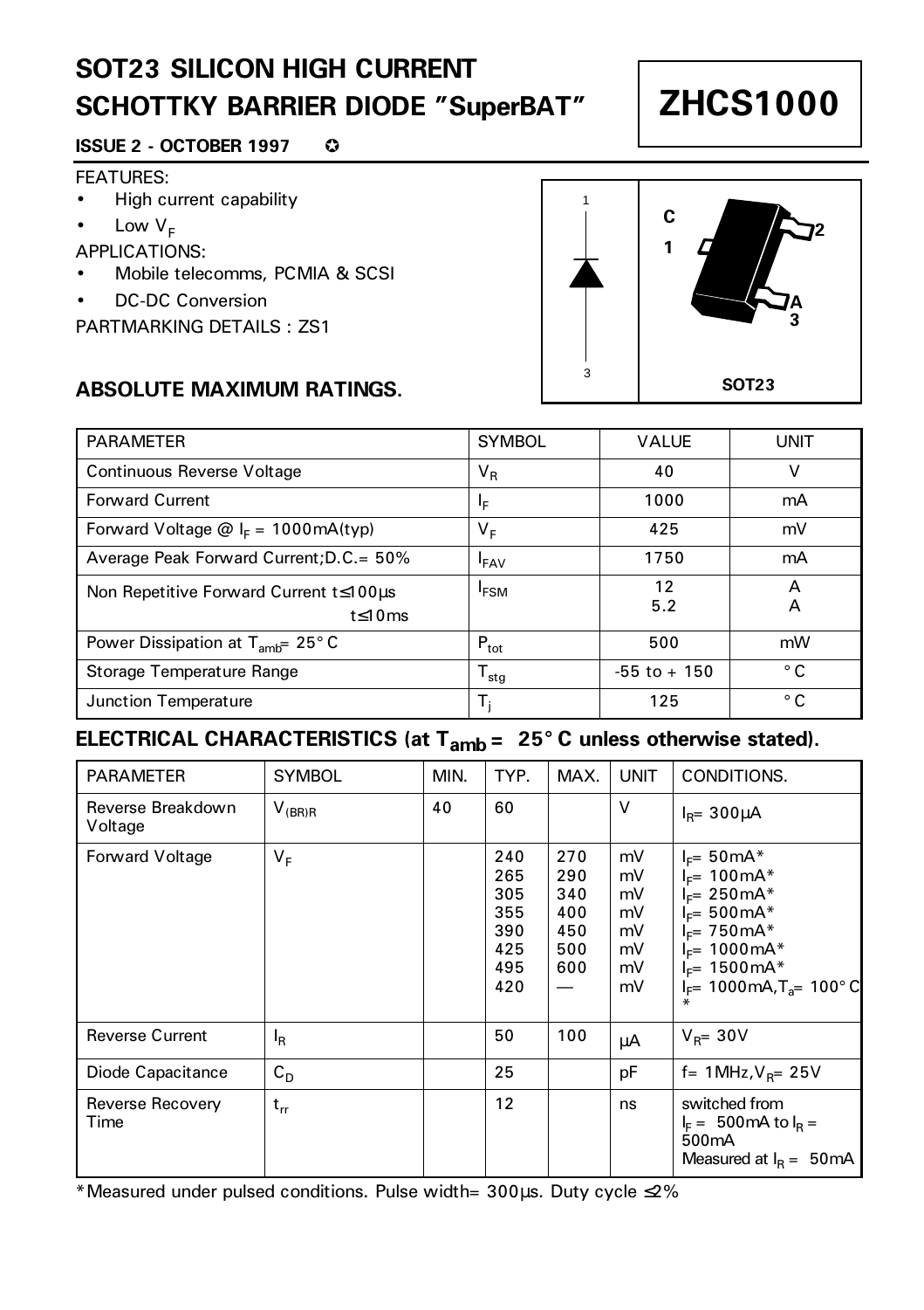# SOT23 SILICON HIGH CURRENT SCHOTTKY BARRIER DIODE "SuperBAT"

# ZHCS1000

**ISSUE 2 - OCTOBER 1997**

FEATURES:

- High current capability
- Low $V_F$

APPLICATIONS:

- Mobile telecomms, PCMIA & SCSI
- DC-DC Conversion

PARTMARKING DETAILS : ZS1

SOT23

## ABSOLUTE MAXIMUM RATINGS.

| PARAMETER | SYMBOL | VALUE | UNIT |
|---|---|---|---|
| Continuous Reverse Voltage | $V_R$ | 40 | V |
| Forward Current | $I_F$ | 1000 | mA |
| Forward Voltage @ $I_F$ = 1000mA(typ) | $V_F$ | 425 | mV |
| Average Peak Forward Current;D.C.= 50% | $I_{FAV}$ | 1750 | mA |
| Non Repetitive Forward Current t≤100μs<br>t≤10ms | $I_{FSM}$ | 12<br>5.2 | A<br>A |
| Power Dissipation at $T_{amb}$= 25°C | $P_{tot}$ | 500 | mW |
| Storage Temperature Range | $T_{stg}$ | -55 to + 150 | °C |
| Junction Temperature | $T_j$ | 125 | °C |

## ELECTRICAL CHARACTERISTICS (at $T_{amb}$ = 25°C unless otherwise stated).

| PARAMETER | SYMBOL | MIN. | TYP. | MAX. | UNIT | CONDITIONS. |
|---|---|---|---|---|---|---|
| Reverse Breakdown Voltage | $V_{(BR)R}$ | 40 | 60 | | V | $I_R$= 300μA |
| Forward Voltage | $V_F$ | | 240<br>265<br>305<br>355<br>390<br>425<br>495<br>420 | 270<br>290<br>340<br>400<br>450<br>500<br>600<br>— | mV<br>mV<br>mV<br>mV<br>mV<br>mV<br>mV<br>mV | $I_F$= 50mA*<br>$I_F$= 100mA*<br>$I_F$= 250mA*<br>$I_F$= 500mA*<br>$I_F$= 750mA*<br>$I_F$= 1000mA*<br>$I_F$= 1500mA*<br>$I_F$= 1000mA,$T_a$= 100°C * |
| Reverse Current | $I_R$ | | 50 | 100 | μA | $V_R$= 30V |
| Diode Capacitance | $C_D$ | | 25 | | pF | f= 1MHz,$V_R$= 25V |
| Reverse Recovery Time | $t_{rr}$ | | 12 | | ns | switched from $I_F$ = 500mA to $I_R$ = 500mA<br>Measured at $I_R$ = 50mA |

*Measured under pulsed conditions. Pulse width= 300μs. Duty cycle ≤2%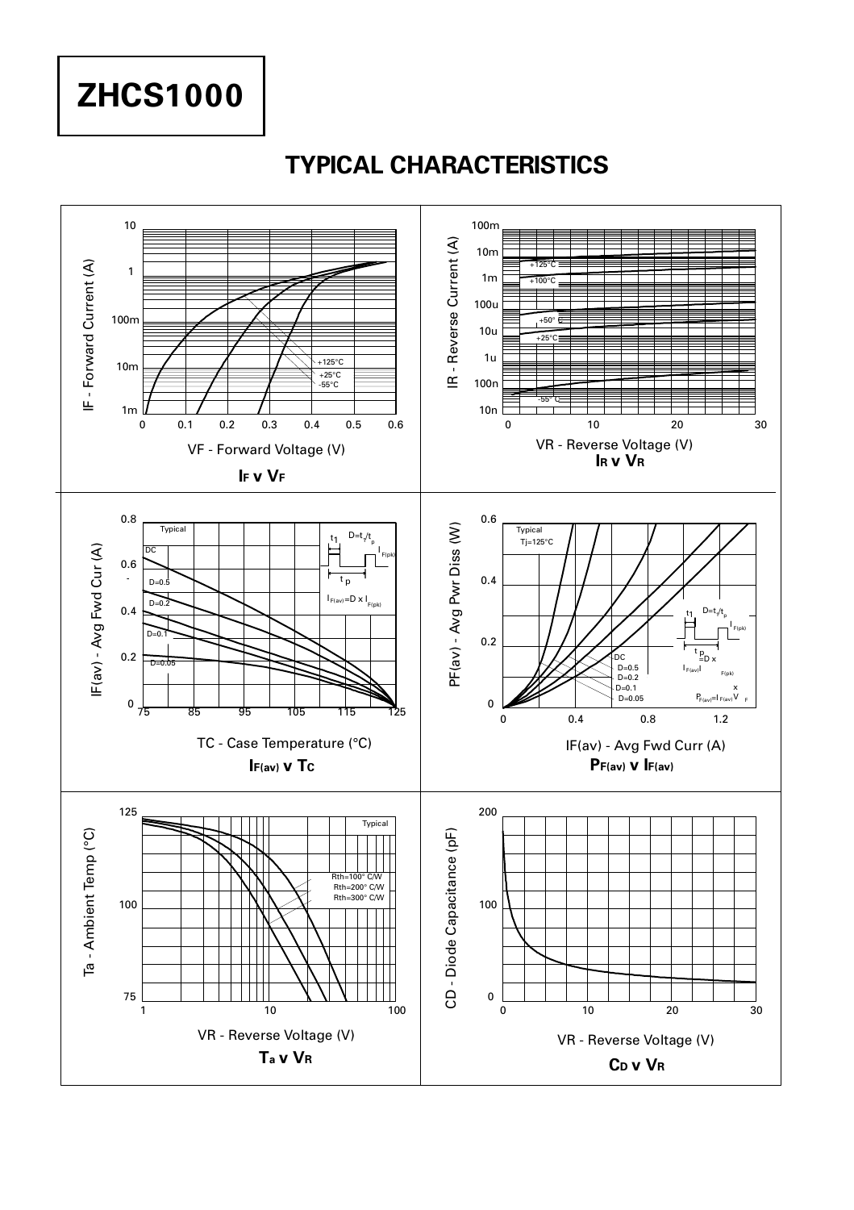# ZHCS1000

## TYPICAL CHARACTERISTICS

**$I_F$ v $V_F$**

**$I_R$ v $V_R$**

**$I_{F(av)}$ v $T_C$**

**$P_{F(av)}$ v $I_{F(av)}$**

**$T_a$ v $V_R$**

**$C_D$ v $V_R$**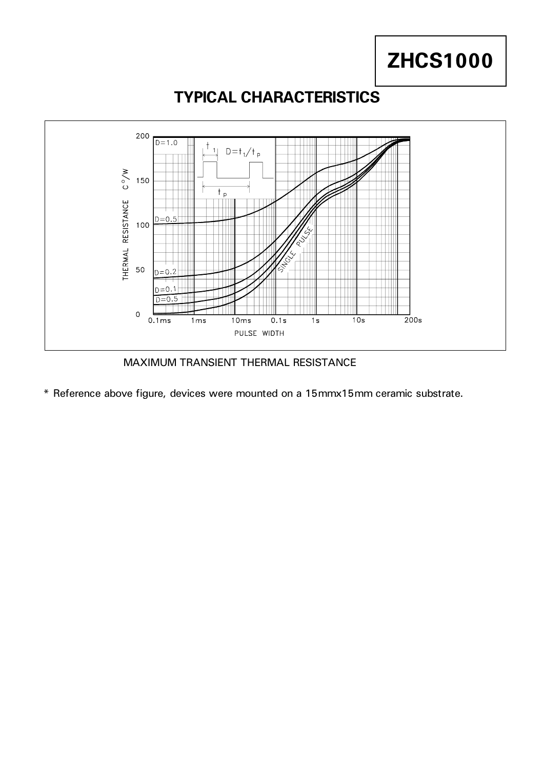ZHCS1000

## TYPICAL CHARACTERISTICS

200
150
100
50
0

THERMAL RESISTANCE C°/W

D=1.0
D=0.5
D=0.2
D=0.1
D=0.5

$D=t_1/t_p$

$t_1$

$t_p$

SINGLE PULSE

0.1ms 1ms 10ms 0.1s 1s 10s 200s

PULSE WIDTH

MAXIMUM TRANSIENT THERMAL RESISTANCE

* Reference above figure, devices were mounted on a 15mmx15mm ceramic substrate.